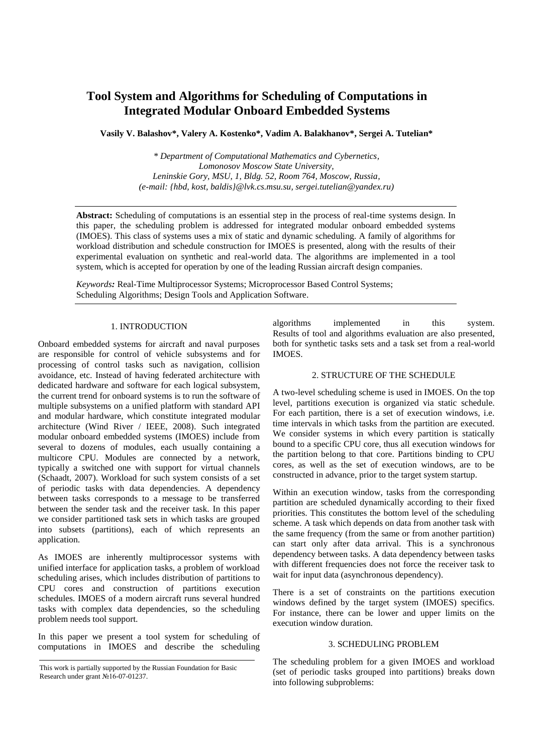# Tool System and Algorithms for Scheduling of Computations in Integrated Modular Onboard Embedded Systems

**Vasily V. Balashov\*, Valery A. Kostenko\*, Vadim A. Balakhanov\*, Sergei A. Tutelian\***

*\* Department of Computational Mathematics and Cybernetics, Lomonosov Moscow State University, Leninskie Gory, MSU, 1, Bldg. 52, Room 764, Moscow, Russia, (e-mail: {hbd, kost, baldis}@lvk.cs.msu.su, sergei.tutelian@yandex.ru)*

**Abstract:** Scheduling of computations is an essential step in the process of real-time systems design. In this paper, the scheduling problem is addressed for integrated modular onboard embedded systems (IMOES). This class of systems uses a mix of static and dynamic scheduling. A family of algorithms for workload distribution and schedule construction for IMOES is presented, along with the results of their experimental evaluation on synthetic and real-world data. The algorithms are implemented in a tool system, which is accepted for operation by one of the leading Russian aircraft design companies.

***Keywords:*** Real-Time Multiprocessor Systems; Microprocessor Based Control Systems; Scheduling Algorithms; Design Tools and Application Software.

## 1. INTRODUCTION

Onboard embedded systems for aircraft and naval purposes are responsible for control of vehicle subsystems and for processing of control tasks such as navigation, collision avoidance, etc. Instead of having federated architecture with dedicated hardware and software for each logical subsystem, the current trend for onboard systems is to run the software of multiple subsystems on a unified platform with standard API and modular hardware, which constitute integrated modular architecture (Wind River / IEEE, 2008). Such integrated modular onboard embedded systems (IMOES) include from several to dozens of modules, each usually containing a multicore CPU. Modules are connected by a network, typically a switched one with support for virtual channels (Schaadt, 2007). Workload for such system consists of a set of periodic tasks with data dependencies. A dependency between tasks corresponds to a message to be transferred between the sender task and the receiver task. In this paper we consider partitioned task sets in which tasks are grouped into subsets (partitions), each of which represents an application.

As IMOES are inherently multiprocessor systems with unified interface for application tasks, a problem of workload scheduling arises, which includes distribution of partitions to CPU cores and construction of partitions execution schedules. IMOES of a modern aircraft runs several hundred tasks with complex data dependencies, so the scheduling problem needs tool support.

In this paper we present a tool system for scheduling of computations in IMOES and describe the scheduling algorithms implemented in this system. Results of tool and algorithms evaluation are also presented, both for synthetic tasks sets and a task set from a real-world IMOES.

## 2. STRUCTURE OF THE SCHEDULE

A two-level scheduling scheme is used in IMOES. On the top level, partitions execution is organized via static schedule. For each partition, there is a set of execution windows, i.e. time intervals in which tasks from the partition are executed. We consider systems in which every partition is statically bound to a specific CPU core, thus all execution windows for the partition belong to that core. Partitions binding to CPU cores, as well as the set of execution windows, are to be constructed in advance, prior to the target system startup.

Within an execution window, tasks from the corresponding partition are scheduled dynamically according to their fixed priorities. This constitutes the bottom level of the scheduling scheme. A task which depends on data from another task with the same frequency (from the same or from another partition) can start only after data arrival. This is a synchronous dependency between tasks. A data dependency between tasks with different frequencies does not force the receiver task to wait for input data (asynchronous dependency).

There is a set of constraints on the partitions execution windows defined by the target system (IMOES) specifics. For instance, there can be lower and upper limits on the execution window duration.

## 3. SCHEDULING PROBLEM

The scheduling problem for a given IMOES and workload (set of periodic tasks grouped into partitions) breaks down into following subproblems:

This work is partially supported by the Russian Foundation for Basic Research under grant №16-07-01237.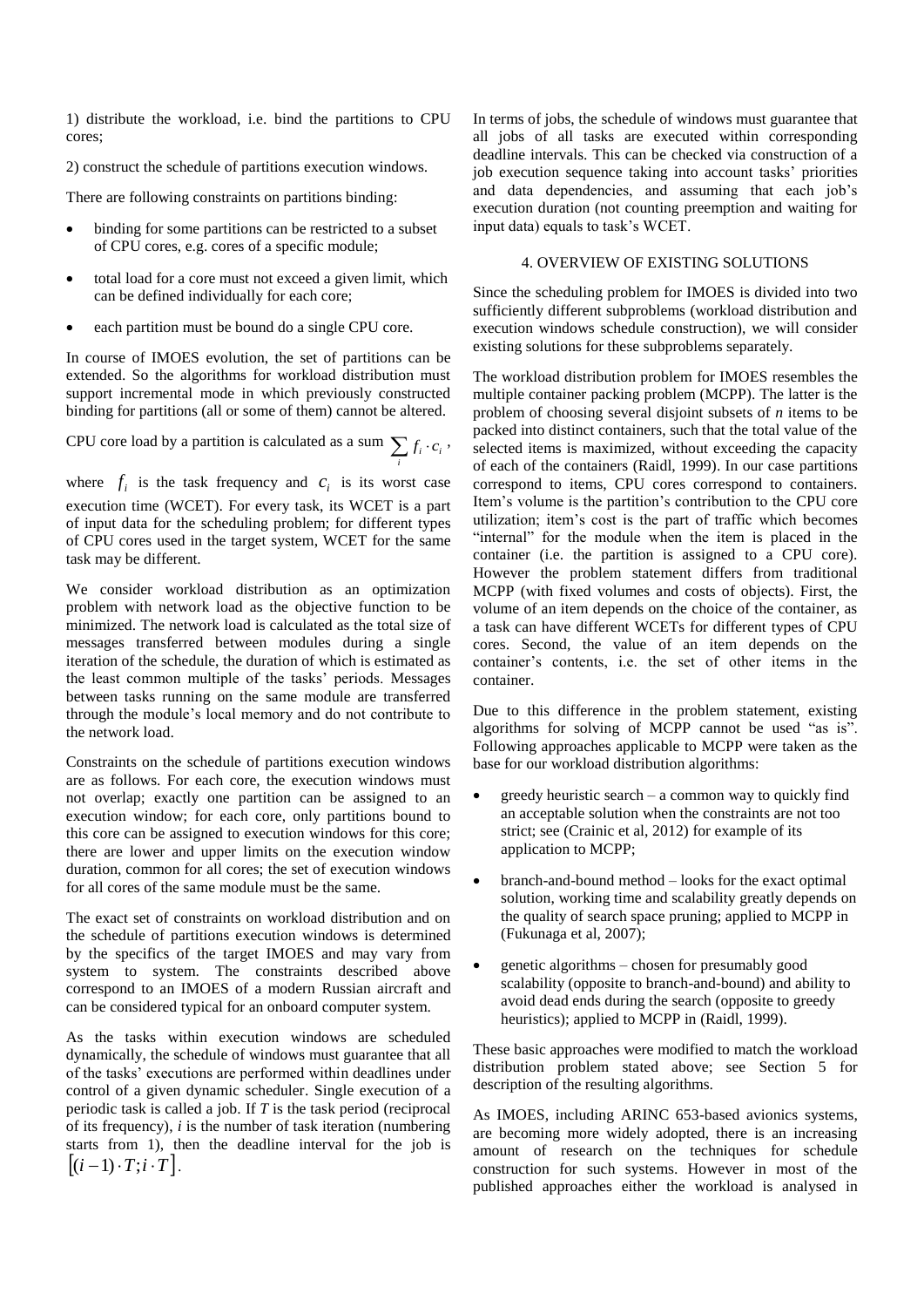1) distribute the workload, i.e. bind the partitions to CPU cores;

2) construct the schedule of partitions execution windows.

There are following constraints on partitions binding:

- binding for some partitions can be restricted to a subset of CPU cores, e.g. cores of a specific module;
- total load for a core must not exceed a given limit, which can be defined individually for each core;
- each partition must be bound do a single CPU core.

In course of IMOES evolution, the set of partitions can be extended. So the algorithms for workload distribution must support incremental mode in which previously constructed binding for partitions (all or some of them) cannot be altered.

CPU core load by a partition is calculated as a sum $\sum_i f_i \cdot c_i$, where $f_i$ is the task frequency and $c_i$ is its worst case execution time (WCET). For every task, its WCET is a part of input data for the scheduling problem; for different types of CPU cores used in the target system, WCET for the same task may be different.

We consider workload distribution as an optimization problem with network load as the objective function to be minimized. The network load is calculated as the total size of messages transferred between modules during a single iteration of the schedule, the duration of which is estimated as the least common multiple of the tasks' periods. Messages between tasks running on the same module are transferred through the module's local memory and do not contribute to the network load.

Constraints on the schedule of partitions execution windows are as follows. For each core, the execution windows must not overlap; exactly one partition can be assigned to an execution window; for each core, only partitions bound to this core can be assigned to execution windows for this core; there are lower and upper limits on the execution window duration, common for all cores; the set of execution windows for all cores of the same module must be the same.

The exact set of constraints on workload distribution and on the schedule of partitions execution windows is determined by the specifics of the target IMOES and may vary from system to system. The constraints described above correspond to an IMOES of a modern Russian aircraft and can be considered typical for an onboard computer system.

As the tasks within execution windows are scheduled dynamically, the schedule of windows must guarantee that all of the tasks' executions are performed within deadlines under control of a given dynamic scheduler. Single execution of a periodic task is called a job. If $T$ is the task period (reciprocal of its frequency), $i$ is the number of task iteration (numbering starts from 1), then the deadline interval for the job is $[(i-1) \cdot T; i \cdot T]$.

In terms of jobs, the schedule of windows must guarantee that all jobs of all tasks are executed within corresponding deadline intervals. This can be checked via construction of a job execution sequence taking into account tasks' priorities and data dependencies, and assuming that each job's execution duration (not counting preemption and waiting for input data) equals to task's WCET.

## 4. OVERVIEW OF EXISTING SOLUTIONS

Since the scheduling problem for IMOES is divided into two sufficiently different subproblems (workload distribution and execution windows schedule construction), we will consider existing solutions for these subproblems separately.

The workload distribution problem for IMOES resembles the multiple container packing problem (MCPP). The latter is the problem of choosing several disjoint subsets of *n* items to be packed into distinct containers, such that the total value of the selected items is maximized, without exceeding the capacity of each of the containers (Raidl, 1999). In our case partitions correspond to items, CPU cores correspond to containers. Item's volume is the partition's contribution to the CPU core utilization; item's cost is the part of traffic which becomes "internal" for the module when the item is placed in the container (i.e. the partition is assigned to a CPU core). However the problem statement differs from traditional MCPP (with fixed volumes and costs of objects). First, the volume of an item depends on the choice of the container, as a task can have different WCETs for different types of CPU cores. Second, the value of an item depends on the container's contents, i.e. the set of other items in the container.

Due to this difference in the problem statement, existing algorithms for solving of MCPP cannot be used "as is". Following approaches applicable to MCPP were taken as the base for our workload distribution algorithms:

- greedy heuristic search – a common way to quickly find an acceptable solution when the constraints are not too strict; see (Crainic et al, 2012) for example of its application to MCPP;
- branch-and-bound method – looks for the exact optimal solution, working time and scalability greatly depends on the quality of search space pruning; applied to MCPP in (Fukunaga et al, 2007);
- genetic algorithms – chosen for presumably good scalability (opposite to branch-and-bound) and ability to avoid dead ends during the search (opposite to greedy heuristics); applied to MCPP in (Raidl, 1999).

These basic approaches were modified to match the workload distribution problem stated above; see Section 5 for description of the resulting algorithms.

As IMOES, including ARINC 653-based avionics systems, are becoming more widely adopted, there is an increasing amount of research on the techniques for schedule construction for such systems. However in most of the published approaches either the workload is analysed in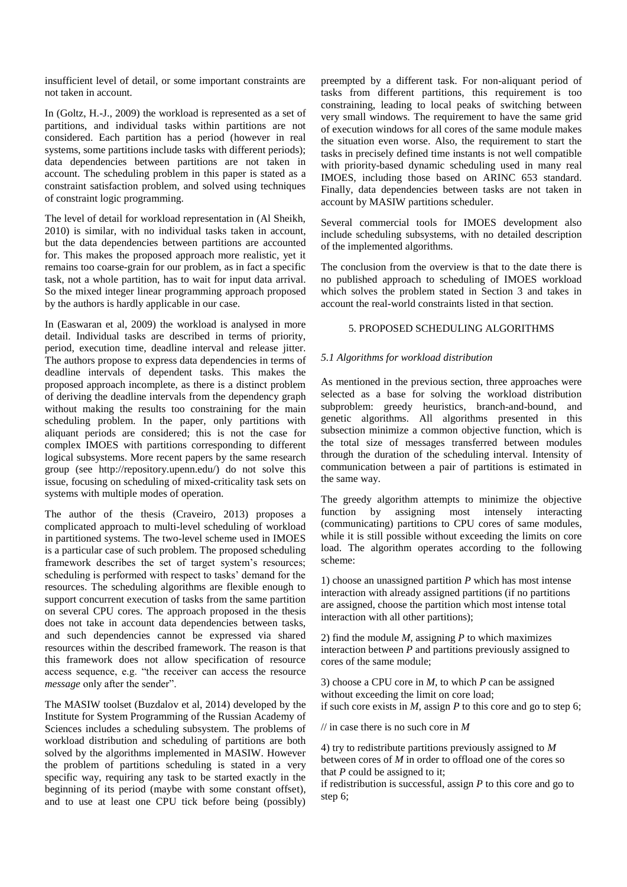insufficient level of detail, or some important constraints are not taken in account.

In (Goltz, H.-J., 2009) the workload is represented as a set of partitions, and individual tasks within partitions are not considered. Each partition has a period (however in real systems, some partitions include tasks with different periods); data dependencies between partitions are not taken in account. The scheduling problem in this paper is stated as a constraint satisfaction problem, and solved using techniques of constraint logic programming.

The level of detail for workload representation in (Al Sheikh, 2010) is similar, with no individual tasks taken in account, but the data dependencies between partitions are accounted for. This makes the proposed approach more realistic, yet it remains too coarse-grain for our problem, as in fact a specific task, not a whole partition, has to wait for input data arrival. So the mixed integer linear programming approach proposed by the authors is hardly applicable in our case.

In (Easwaran et al, 2009) the workload is analysed in more detail. Individual tasks are described in terms of priority, period, execution time, deadline interval and release jitter. The authors propose to express data dependencies in terms of deadline intervals of dependent tasks. This makes the proposed approach incomplete, as there is a distinct problem of deriving the deadline intervals from the dependency graph without making the results too constraining for the main scheduling problem. In the paper, only partitions with aliquant periods are considered; this is not the case for complex IMOES with partitions corresponding to different logical subsystems. More recent papers by the same research group (see http://repository.upenn.edu/) do not solve this issue, focusing on scheduling of mixed-criticality task sets on systems with multiple modes of operation.

The author of the thesis (Craveiro, 2013) proposes a complicated approach to multi-level scheduling of workload in partitioned systems. The two-level scheme used in IMOES is a particular case of such problem. The proposed scheduling framework describes the set of target system's resources; scheduling is performed with respect to tasks' demand for the resources. The scheduling algorithms are flexible enough to support concurrent execution of tasks from the same partition on several CPU cores. The approach proposed in the thesis does not take in account data dependencies between tasks, and such dependencies cannot be expressed via shared resources within the described framework. The reason is that this framework does not allow specification of resource access sequence, e.g. "the receiver can access the resource *message* only after the sender".

The MASIW toolset (Buzdalov et al, 2014) developed by the Institute for System Programming of the Russian Academy of Sciences includes a scheduling subsystem. The problems of workload distribution and scheduling of partitions are both solved by the algorithms implemented in MASIW. However the problem of partitions scheduling is stated in a very specific way, requiring any task to be started exactly in the beginning of its period (maybe with some constant offset), and to use at least one CPU tick before being (possibly) preempted by a different task. For non-aliquant period of tasks from different partitions, this requirement is too constraining, leading to local peaks of switching between very small windows. The requirement to have the same grid of execution windows for all cores of the same module makes the situation even worse. Also, the requirement to start the tasks in precisely defined time instants is not well compatible with priority-based dynamic scheduling used in many real IMOES, including those based on ARINC 653 standard. Finally, data dependencies between tasks are not taken in account by MASIW partitions scheduler.

Several commercial tools for IMOES development also include scheduling subsystems, with no detailed description of the implemented algorithms.

The conclusion from the overview is that to the date there is no published approach to scheduling of IMOES workload which solves the problem stated in Section 3 and takes in account the real-world constraints listed in that section.

## 5. PROPOSED SCHEDULING ALGORITHMS

### *5.1 Algorithms for workload distribution*

As mentioned in the previous section, three approaches were selected as a base for solving the workload distribution subproblem: greedy heuristics, branch-and-bound, and genetic algorithms. All algorithms presented in this subsection minimize a common objective function, which is the total size of messages transferred between modules through the duration of the scheduling interval. Intensity of communication between a pair of partitions is estimated in the same way.

The greedy algorithm attempts to minimize the objective function by assigning most intensely interacting (communicating) partitions to CPU cores of same modules, while it is still possible without exceeding the limits on core load. The algorithm operates according to the following scheme:

1) choose an unassigned partition *P* which has most intense interaction with already assigned partitions (if no partitions are assigned, choose the partition which most intense total interaction with all other partitions);

2) find the module *M*, assigning *P* to which maximizes interaction between *P* and partitions previously assigned to cores of the same module;

3) choose a CPU core in *M*, to which *P* can be assigned without exceeding the limit on core load;
if such core exists in *M*, assign *P* to this core and go to step 6;

// in case there is no such core in *M*

4) try to redistribute partitions previously assigned to *M* between cores of *M* in order to offload one of the cores so that *P* could be assigned to it;
if redistribution is successful, assign *P* to this core and go to step 6;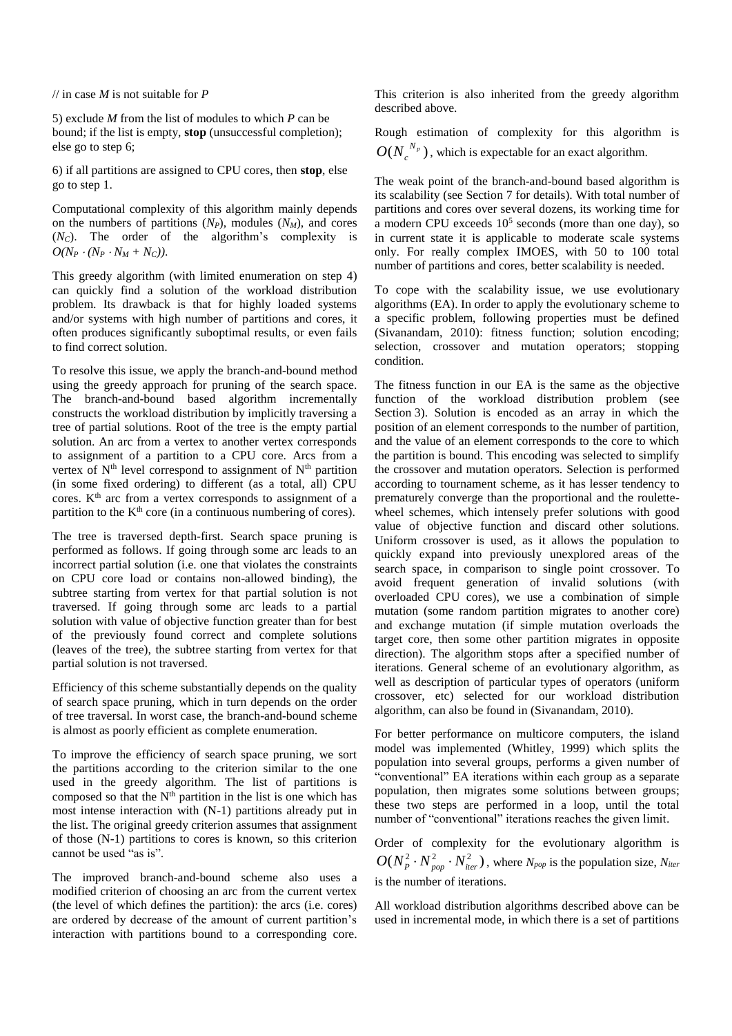// in case $M$ is not suitable for $P$

5) exclude $M$ from the list of modules to which $P$ can be bound; if the list is empty, **stop** (unsuccessful completion); else go to step 6;

6) if all partitions are assigned to CPU cores, then **stop**, else go to step 1.

Computational complexity of this algorithm mainly depends on the numbers of partitions ($N_P$), modules ($N_M$), and cores ($N_C$). The order of the algorithm's complexity is $O(N_P \cdot (N_P \cdot N_M + N_C))$.

This greedy algorithm (with limited enumeration on step 4) can quickly find a solution of the workload distribution problem. Its drawback is that for highly loaded systems and/or systems with high number of partitions and cores, it often produces significantly suboptimal results, or even fails to find correct solution.

To resolve this issue, we apply the branch-and-bound method using the greedy approach for pruning of the search space. The branch-and-bound based algorithm incrementally constructs the workload distribution by implicitly traversing a tree of partial solutions. Root of the tree is the empty partial solution. An arc from a vertex to another vertex corresponds to assignment of a partition to a CPU core. Arcs from a vertex of $N^{th}$ level correspond to assignment of $N^{th}$ partition (in some fixed ordering) to different (as a total, all) CPU cores. $K^{th}$ arc from a vertex corresponds to assignment of a partition to the $K^{th}$ core (in a continuous numbering of cores).

The tree is traversed depth-first. Search space pruning is performed as follows. If going through some arc leads to an incorrect partial solution (i.e. one that violates the constraints on CPU core load or contains non-allowed binding), the subtree starting from vertex for that partial solution is not traversed. If going through some arc leads to a partial solution with value of objective function greater than for best of the previously found correct and complete solutions (leaves of the tree), the subtree starting from vertex for that partial solution is not traversed.

Efficiency of this scheme substantially depends on the quality of search space pruning, which in turn depends on the order of tree traversal. In worst case, the branch-and-bound scheme is almost as poorly efficient as complete enumeration.

To improve the efficiency of search space pruning, we sort the partitions according to the criterion similar to the one used in the greedy algorithm. The list of partitions is composed so that the $N^{th}$ partition in the list is one which has most intense interaction with (N-1) partitions already put in the list. The original greedy criterion assumes that assignment of those (N-1) partitions to cores is known, so this criterion cannot be used "as is".

The improved branch-and-bound scheme also uses a modified criterion of choosing an arc from the current vertex (the level of which defines the partition): the arcs (i.e. cores) are ordered by decrease of the amount of current partition's interaction with partitions bound to a corresponding core. This criterion is also inherited from the greedy algorithm described above.

Rough estimation of complexity for this algorithm is $O(N_c^{N_P})$, which is expectable for an exact algorithm.

The weak point of the branch-and-bound based algorithm is its scalability (see Section 7 for details). With total number of partitions and cores over several dozens, its working time for a modern CPU exceeds $10^5$ seconds (more than one day), so in current state it is applicable to moderate scale systems only. For really complex IMOES, with 50 to 100 total number of partitions and cores, better scalability is needed.

To cope with the scalability issue, we use evolutionary algorithms (EA). In order to apply the evolutionary scheme to a specific problem, following properties must be defined (Sivanandam, 2010): fitness function; solution encoding; selection, crossover and mutation operators; stopping condition.

The fitness function in our EA is the same as the objective function of the workload distribution problem (see Section 3). Solution is encoded as an array in which the position of an element corresponds to the number of partition, and the value of an element corresponds to the core to which the partition is bound. This encoding was selected to simplify the crossover and mutation operators. Selection is performed according to tournament scheme, as it has lesser tendency to prematurely converge than the proportional and the roulette-wheel schemes, which intensely prefer solutions with good value of objective function and discard other solutions. Uniform crossover is used, as it allows the population to quickly expand into previously unexplored areas of the search space, in comparison to single point crossover. To avoid frequent generation of invalid solutions (with overloaded CPU cores), we use a combination of simple mutation (some random partition migrates to another core) and exchange mutation (if simple mutation overloads the target core, then some other partition migrates in opposite direction). The algorithm stops after a specified number of iterations. General scheme of an evolutionary algorithm, as well as description of particular types of operators (uniform crossover, etc) selected for our workload distribution algorithm, can also be found in (Sivanandam, 2010).

For better performance on multicore computers, the island model was implemented (Whitley, 1999) which splits the population into several groups, performs a given number of "conventional" EA iterations within each group as a separate population, then migrates some solutions between groups; these two steps are performed in a loop, until the total number of "conventional" iterations reaches the given limit.

Order of complexity for the evolutionary algorithm is $O(N_P^2 \cdot N_{pop}^2 \cdot N_{iter}^2)$, where $N_{pop}$ is the population size, $N_{iter}$ is the number of iterations.

All workload distribution algorithms described above can be used in incremental mode, in which there is a set of partitions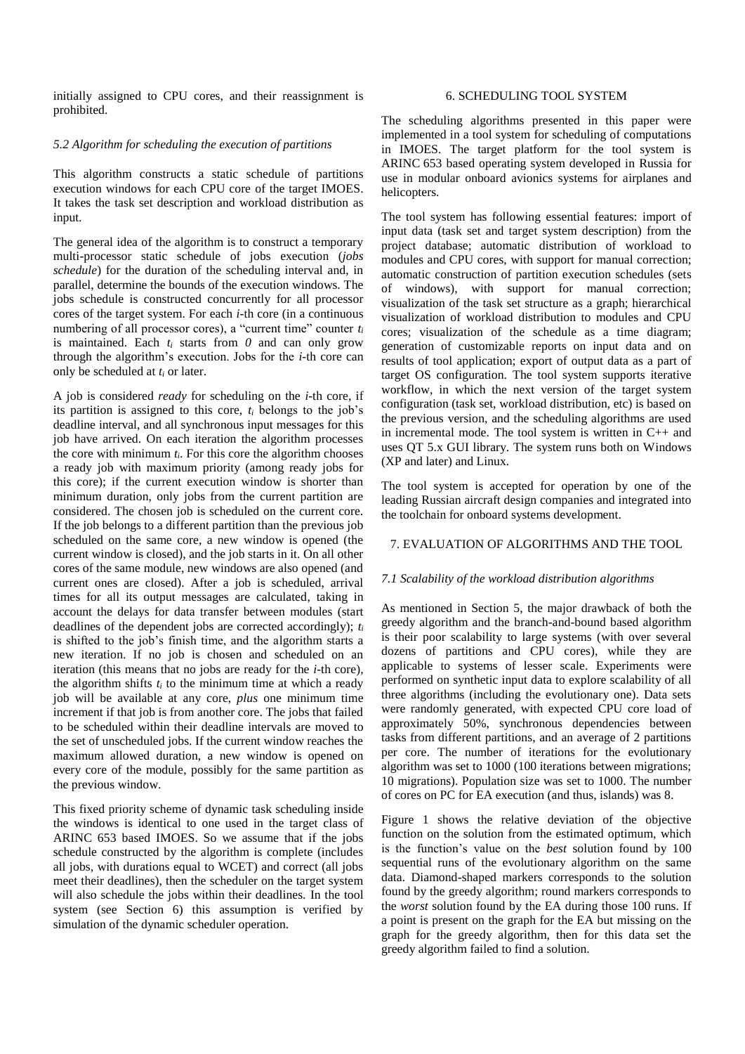initially assigned to CPU cores, and their reassignment is prohibited.

### *5.2 Algorithm for scheduling the execution of partitions*

This algorithm constructs a static schedule of partitions execution windows for each CPU core of the target IMOES. It takes the task set description and workload distribution as input.

The general idea of the algorithm is to construct a temporary multi-processor static schedule of jobs execution (*jobs schedule*) for the duration of the scheduling interval and, in parallel, determine the bounds of the execution windows. The jobs schedule is constructed concurrently for all processor cores of the target system. For each *i*-th core (in a continuous numbering of all processor cores), a "current time" counter $t_i$ is maintained. Each $t_i$ starts from $0$ and can only grow through the algorithm's execution. Jobs for the *i*-th core can only be scheduled at $t_i$ or later.

A job is considered *ready* for scheduling on the *i*-th core, if its partition is assigned to this core, $t_i$ belongs to the job's deadline interval, and all synchronous input messages for this job have arrived. On each iteration the algorithm processes the core with minimum $t_i$. For this core the algorithm chooses a ready job with maximum priority (among ready jobs for this core); if the current execution window is shorter than minimum duration, only jobs from the current partition are considered. The chosen job is scheduled on the current core. If the job belongs to a different partition than the previous job scheduled on the same core, a new window is opened (the current window is closed), and the job starts in it. On all other cores of the same module, new windows are also opened (and current ones are closed). After a job is scheduled, arrival times for all its output messages are calculated, taking in account the delays for data transfer between modules (start deadlines of the dependent jobs are corrected accordingly); $t_i$ is shifted to the job's finish time, and the algorithm starts a new iteration. If no job is chosen and scheduled on an iteration (this means that no jobs are ready for the *i*-th core), the algorithm shifts $t_i$ to the minimum time at which a ready job will be available at any core, *plus* one minimum time increment if that job is from another core. The jobs that failed to be scheduled within their deadline intervals are moved to the set of unscheduled jobs. If the current window reaches the maximum allowed duration, a new window is opened on every core of the module, possibly for the same partition as the previous window.

This fixed priority scheme of dynamic task scheduling inside the windows is identical to one used in the target class of ARINC 653 based IMOES. So we assume that if the jobs schedule constructed by the algorithm is complete (includes all jobs, with durations equal to WCET) and correct (all jobs meet their deadlines), then the scheduler on the target system will also schedule the jobs within their deadlines. In the tool system (see Section 6) this assumption is verified by simulation of the dynamic scheduler operation.

## 6. SCHEDULING TOOL SYSTEM

The scheduling algorithms presented in this paper were implemented in a tool system for scheduling of computations in IMOES. The target platform for the tool system is ARINC 653 based operating system developed in Russia for use in modular onboard avionics systems for airplanes and helicopters.

The tool system has following essential features: import of input data (task set and target system description) from the project database; automatic distribution of workload to modules and CPU cores, with support for manual correction; automatic construction of partition execution schedules (sets of windows), with support for manual correction; visualization of the task set structure as a graph; hierarchical visualization of workload distribution to modules and CPU cores; visualization of the schedule as a time diagram; generation of customizable reports on input data and on results of tool application; export of output data as a part of target OS configuration. The tool system supports iterative workflow, in which the next version of the target system configuration (task set, workload distribution, etc) is based on the previous version, and the scheduling algorithms are used in incremental mode. The tool system is written in C++ and uses QT 5.x GUI library. The system runs both on Windows (XP and later) and Linux.

The tool system is accepted for operation by one of the leading Russian aircraft design companies and integrated into the toolchain for onboard systems development.

## 7. EVALUATION OF ALGORITHMS AND THE TOOL

### *7.1 Scalability of the workload distribution algorithms*

As mentioned in Section 5, the major drawback of both the greedy algorithm and the branch-and-bound based algorithm is their poor scalability to large systems (with over several dozens of partitions and CPU cores), while they are applicable to systems of lesser scale. Experiments were performed on synthetic input data to explore scalability of all three algorithms (including the evolutionary one). Data sets were randomly generated, with expected CPU core load of approximately 50%, synchronous dependencies between tasks from different partitions, and an average of 2 partitions per core. The number of iterations for the evolutionary algorithm was set to 1000 (100 iterations between migrations; 10 migrations). Population size was set to 1000. The number of cores on PC for EA execution (and thus, islands) was 8.

Figure 1 shows the relative deviation of the objective function on the solution from the estimated optimum, which is the function's value on the *best* solution found by 100 sequential runs of the evolutionary algorithm on the same data. Diamond-shaped markers corresponds to the solution found by the greedy algorithm; round markers corresponds to the *worst* solution found by the EA during those 100 runs. If a point is present on the graph for the EA but missing on the graph for the greedy algorithm, then for this data set the greedy algorithm failed to find a solution.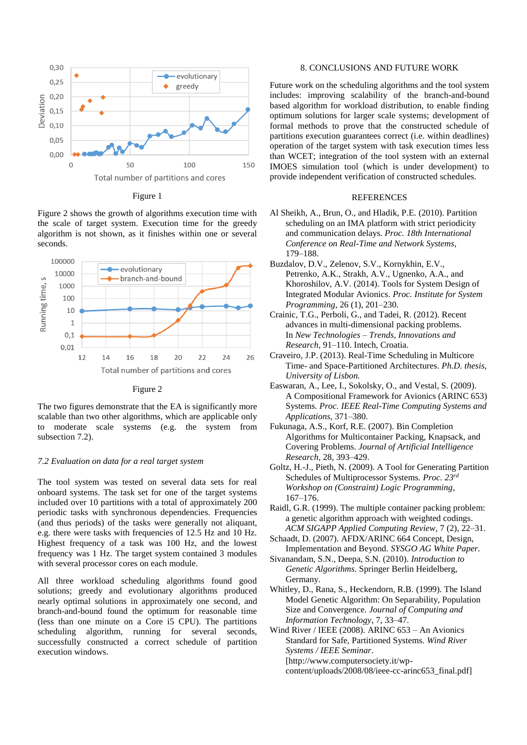0,30
0,25
0,20
0,15
0,10
0,05
0,00
Deviation
0 50 100 150
Total number of partitions and cores
evolutionary
greedy

Figure 1

Figure 2 shows the growth of algorithms execution time with the scale of target system. Execution time for the greedy algorithm is not shown, as it finishes within one or several seconds.

100000
10000
1000
100
10
1
0,1
0,01
Running time, s
12 14 16 18 20 22 24 26
Total number of partitions and cores
evolutionary
branch-and-bound

Figure 2

The two figures demonstrate that the EA is significantly more scalable than two other algorithms, which are applicable only to moderate scale systems (e.g. the system from subsection 7.2).

### *7.2 Evaluation on data for a real target system*

The tool system was tested on several data sets for real onboard systems. The task set for one of the target systems included over 10 partitions with a total of approximately 200 periodic tasks with synchronous dependencies. Frequencies (and thus periods) of the tasks were generally not aliquant, e.g. there were tasks with frequencies of 12.5 Hz and 10 Hz. Highest frequency of a task was 100 Hz, and the lowest frequency was 1 Hz. The target system contained 3 modules with several processor cores on each module.

All three workload scheduling algorithms found good solutions; greedy and evolutionary algorithms produced nearly optimal solutions in approximately one second, and branch-and-bound found the optimum for reasonable time (less than one minute on a Core i5 CPU). The partitions scheduling algorithm, running for several seconds, successfully constructed a correct schedule of partition execution windows.

## 8. CONCLUSIONS AND FUTURE WORK

Future work on the scheduling algorithms and the tool system includes: improving scalability of the branch-and-bound based algorithm for workload distribution, to enable finding optimum solutions for larger scale systems; development of formal methods to prove that the constructed schedule of partitions execution guarantees correct (i.e. within deadlines) operation of the target system with task execution times less than WCET; integration of the tool system with an external IMOES simulation tool (which is under development) to provide independent verification of constructed schedules.

## REFERENCES

Al Sheikh, A., Brun, O., and Hladik, P.E. (2010). Partition scheduling on an IMA platform with strict periodicity and communication delays. *Proc. 18th International Conference on Real-Time and Network Systems*, 179–188.

Buzdalov, D.V., Zelenov, S.V., Kornykhin, E.V., Petrenko, A.K., Strakh, A.V., Ugnenko, A.A., and Khoroshilov, A.V. (2014). Tools for System Design of Integrated Modular Avionics. *Proc. Institute for System Programming*, 26 (1), 201–230.

Crainic, T.G., Perboli, G., and Tadei, R. (2012). Recent advances in multi-dimensional packing problems. In *New Technologies – Trends, Innovations and Research*, 91–110. Intech, Croatia.

Craveiro, J.P. (2013). Real-Time Scheduling in Multicore Time- and Space-Partitioned Architectures. *Ph.D. thesis, University of Lisbon.*

Easwaran, A., Lee, I., Sokolsky, O., and Vestal, S. (2009). A Compositional Framework for Avionics (ARINC 653) Systems. *Proc. IEEE Real-Time Computing Systems and Applications*, 371–380.

Fukunaga, A.S., Korf, R.E. (2007). Bin Completion Algorithms for Multicontainer Packing, Knapsack, and Covering Problems. *Journal of Artificial Intelligence Research*, 28, 393–429.

Goltz, H.-J., Pieth, N. (2009). A Tool for Generating Partition Schedules of Multiprocessor Systems. *Proc. 23rd Workshop on (Constraint) Logic Programming*, 167–176.

Raidl, G.R. (1999). The multiple container packing problem: a genetic algorithm approach with weighted codings. *ACM SIGAPP Applied Computing Review*, 7 (2), 22–31.

Schaadt, D. (2007). AFDX/ARINC 664 Concept, Design, Implementation and Beyond. *SYSGO AG White Paper.*

Sivanandam, S.N., Deepa, S.N. (2010). *Introduction to Genetic Algorithms*. Springer Berlin Heidelberg, Germany.

Whitley, D., Rana, S., Heckendorn, R.B. (1999). The Island Model Genetic Algorithm: On Separability, Population Size and Convergence. *Journal of Computing and Information Technology*, 7, 33–47.

Wind River / IEEE (2008). ARINC 653 – An Avionics Standard for Safe, Partitioned Systems. *Wind River Systems / IEEE Seminar*. [http://www.computersociety.it/wp-content/uploads/2008/08/ieee-cc-arinc653_final.pdf]